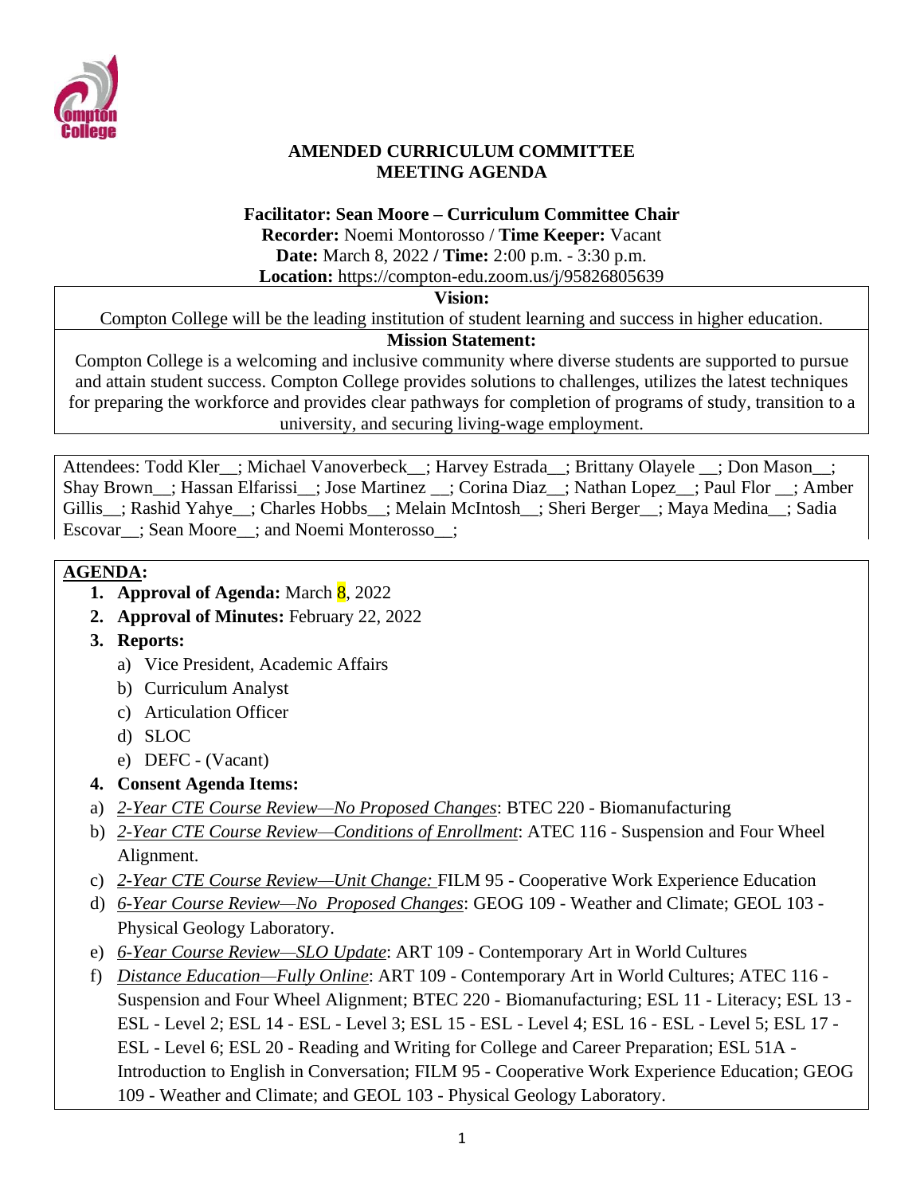# AMENDED CURRICULUM COMMITTEE MEETING AGENDA

**Facilitator: Sean Moore – Curriculum Committee Chair**
**Recorder:** Noemi Montorosso / **Time Keeper:** Vacant
**Date:** March 8, 2022 / **Time:** 2:00 p.m. - 3:30 p.m.
**Location:** https://compton-edu.zoom.us/j/95826805639

**Vision:**
Compton College will be the leading institution of student learning and success in higher education.

**Mission Statement:**
Compton College is a welcoming and inclusive community where diverse students are supported to pursue and attain student success. Compton College provides solutions to challenges, utilizes the latest techniques for preparing the workforce and provides clear pathways for completion of programs of study, transition to a university, and securing living-wage employment.

Attendees: Todd Kler__; Michael Vanoverbeck__; Harvey Estrada__; Brittany Olayele __; Don Mason__; Shay Brown__; Hassan Elfarissi__; Jose Martinez __; Corina Diaz__; Nathan Lopez__; Paul Flor __; Amber Gillis__; Rashid Yahye__; Charles Hobbs__; Melain McIntosh__; Sheri Berger__; Maya Medina__; Sadia Escovar__; Sean Moore__; and Noemi Monterosso__;

## AGENDA:

1. **Approval of Agenda:** March 8, 2022
2. **Approval of Minutes:** February 22, 2022
3. **Reports:**
   a) Vice President, Academic Affairs
   b) Curriculum Analyst
   c) Articulation Officer
   d) SLOC
   e) DEFC - (Vacant)
4. **Consent Agenda Items:**

a) *2-Year CTE Course Review—No Proposed Changes*: BTEC 220 - Biomanufacturing

b) *2-Year CTE Course Review—Conditions of Enrollment*: ATEC 116 - Suspension and Four Wheel Alignment.

c) *2-Year CTE Course Review—Unit Change:* FILM 95 - Cooperative Work Experience Education

d) *6-Year Course Review—No Proposed Changes*: GEOG 109 - Weather and Climate; GEOL 103 - Physical Geology Laboratory.

e) *6-Year Course Review—SLO Update*: ART 109 - Contemporary Art in World Cultures

f) *Distance Education—Fully Online*: ART 109 - Contemporary Art in World Cultures; ATEC 116 - Suspension and Four Wheel Alignment; BTEC 220 - Biomanufacturing; ESL 11 - Literacy; ESL 13 - ESL - Level 2; ESL 14 - ESL - Level 3; ESL 15 - ESL - Level 4; ESL 16 - ESL - Level 5; ESL 17 - ESL - Level 6; ESL 20 - Reading and Writing for College and Career Preparation; ESL 51A - Introduction to English in Conversation; FILM 95 - Cooperative Work Experience Education; GEOG 109 - Weather and Climate; and GEOL 103 - Physical Geology Laboratory.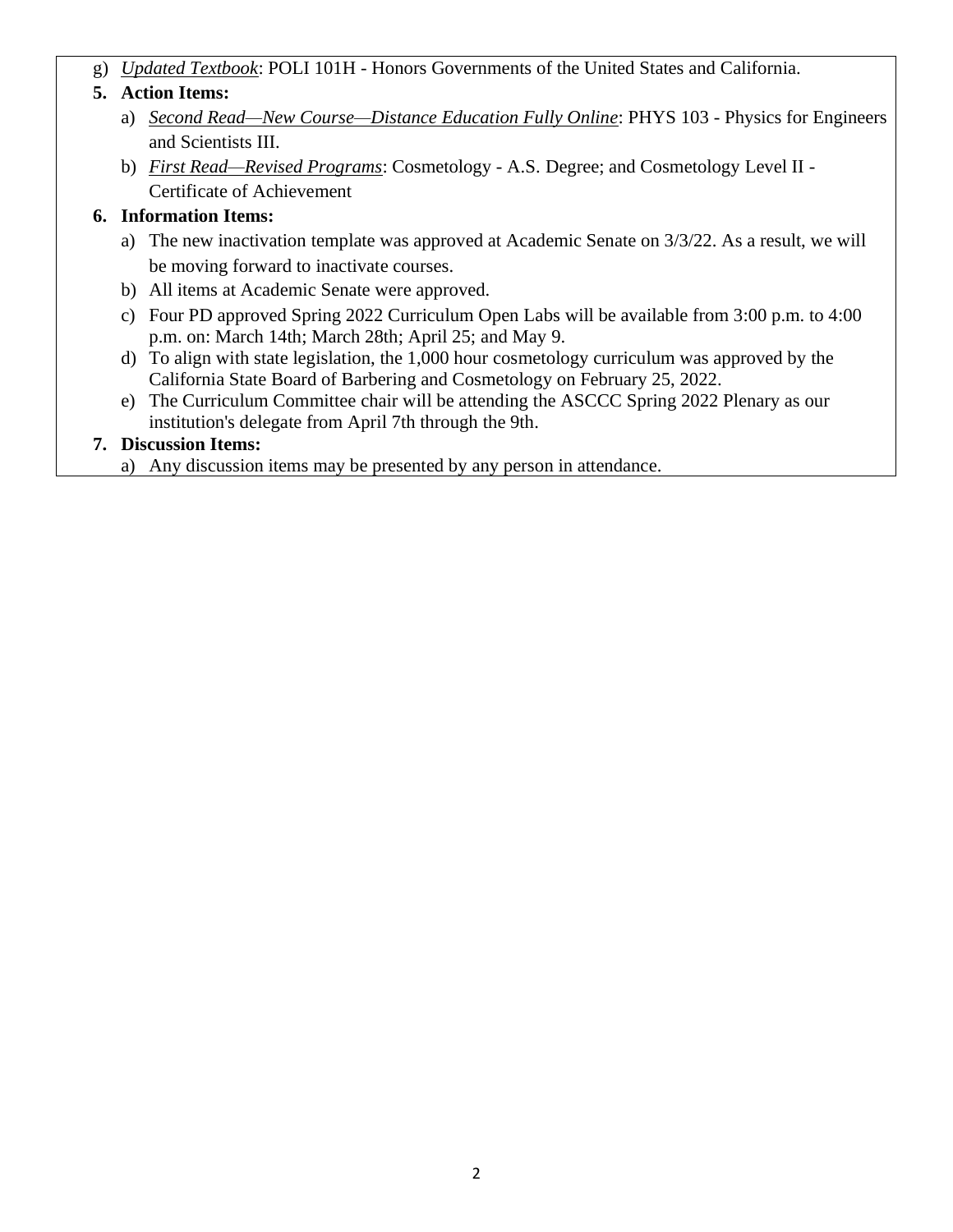g) *Updated Textbook*: POLI 101H - Honors Governments of the United States and California.

**5. Action Items:**

a) *Second Read—New Course—Distance Education Fully Online*: PHYS 103 - Physics for Engineers and Scientists III.

b) *First Read—Revised Programs*: Cosmetology - A.S. Degree; and Cosmetology Level II - Certificate of Achievement

**6. Information Items:**

a) The new inactivation template was approved at Academic Senate on 3/3/22. As a result, we will be moving forward to inactivate courses.

b) All items at Academic Senate were approved.

c) Four PD approved Spring 2022 Curriculum Open Labs will be available from 3:00 p.m. to 4:00 p.m. on: March 14th; March 28th; April 25; and May 9.

d) To align with state legislation, the 1,000 hour cosmetology curriculum was approved by the California State Board of Barbering and Cosmetology on February 25, 2022.

e) The Curriculum Committee chair will be attending the ASCCC Spring 2022 Plenary as our institution's delegate from April 7th through the 9th.

**7. Discussion Items:**

a) Any discussion items may be presented by any person in attendance.